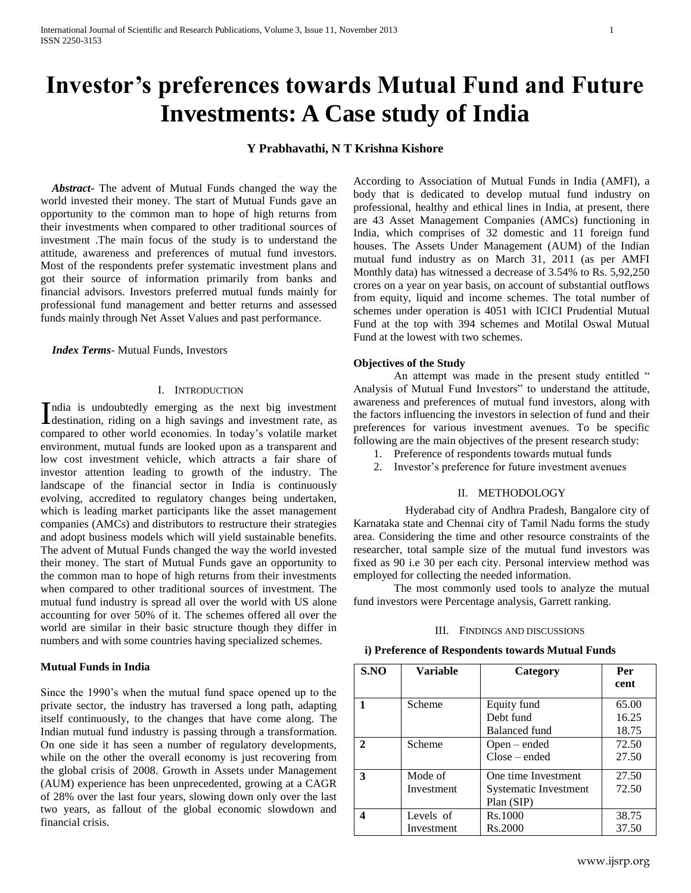# Investor's preferences towards Mutual Fund and Future Investments: A Case study of India

**Y Prabhavathi, N T Krishna Kishore**

***Abstract***- The advent of Mutual Funds changed the way the world invested their money. The start of Mutual Funds gave an opportunity to the common man to hope of high returns from their investments when compared to other traditional sources of investment .The main focus of the study is to understand the attitude, awareness and preferences of mutual fund investors. Most of the respondents prefer systematic investment plans and got their source of information primarily from banks and financial advisors. Investors preferred mutual funds mainly for professional fund management and better returns and assessed funds mainly through Net Asset Values and past performance.

***Index Terms***- Mutual Funds, Investors

## I. Introduction

India is undoubtedly emerging as the next big investment destination, riding on a high savings and investment rate, as compared to other world economies. In today's volatile market environment, mutual funds are looked upon as a transparent and low cost investment vehicle, which attracts a fair share of investor attention leading to growth of the industry. The landscape of the financial sector in India is continuously evolving, accredited to regulatory changes being undertaken, which is leading market participants like the asset management companies (AMCs) and distributors to restructure their strategies and adopt business models which will yield sustainable benefits. The advent of Mutual Funds changed the way the world invested their money. The start of Mutual Funds gave an opportunity to the common man to hope of high returns from their investments when compared to other traditional sources of investment. The mutual fund industry is spread all over the world with US alone accounting for over 50% of it. The schemes offered all over the world are similar in their basic structure though they differ in numbers and with some countries having specialized schemes.

### Mutual Funds in India

Since the 1990's when the mutual fund space opened up to the private sector, the industry has traversed a long path, adapting itself continuously, to the changes that have come along. The Indian mutual fund industry is passing through a transformation. On one side it has seen a number of regulatory developments, while on the other the overall economy is just recovering from the global crisis of 2008. Growth in Assets under Management (AUM) experience has been unprecedented, growing at a CAGR of 28% over the last four years, slowing down only over the last two years, as fallout of the global economic slowdown and financial crisis.

According to Association of Mutual Funds in India (AMFI), a body that is dedicated to develop mutual fund industry on professional, healthy and ethical lines in India, at present, there are 43 Asset Management Companies (AMCs) functioning in India, which comprises of 32 domestic and 11 foreign fund houses. The Assets Under Management (AUM) of the Indian mutual fund industry as on March 31, 2011 (as per AMFI Monthly data) has witnessed a decrease of 3.54% to Rs. 5,92,250 crores on a year on year basis, on account of substantial outflows from equity, liquid and income schemes. The total number of schemes under operation is 4051 with ICICI Prudential Mutual Fund at the top with 394 schemes and Motilal Oswal Mutual Fund at the lowest with two schemes.

### Objectives of the Study

An attempt was made in the present study entitled " Analysis of Mutual Fund Investors" to understand the attitude, awareness and preferences of mutual fund investors, along with the factors influencing the investors in selection of fund and their preferences for various investment avenues. To be specific following are the main objectives of the present research study:

1. Preference of respondents towards mutual funds
2. Investor's preference for future investment avenues

## II. Methodology

Hyderabad city of Andhra Pradesh, Bangalore city of Karnataka state and Chennai city of Tamil Nadu forms the study area. Considering the time and other resource constraints of the researcher, total sample size of the mutual fund investors was fixed as 90 i.e 30 per each city. Personal interview method was employed for collecting the needed information.

The most commonly used tools to analyze the mutual fund investors were Percentage analysis, Garrett ranking.

## III. Findings and discussions

**i) Preference of Respondents towards Mutual Funds**

| S.NO | Variable | Category | Per cent |
|---|---|---|---|
| 1 | Scheme | Equity fund<br>Debt fund<br>Balanced fund | 65.00<br>16.25<br>18.75 |
| 2 | Scheme | Open – ended<br>Close – ended | 72.50<br>27.50 |
| 3 | Mode of Investment | One time Investment<br>Systematic Investment Plan (SIP) | 27.50<br>72.50 |
| 4 | Levels of Investment | Rs.1000<br>Rs.2000 | 38.75<br>37.50 |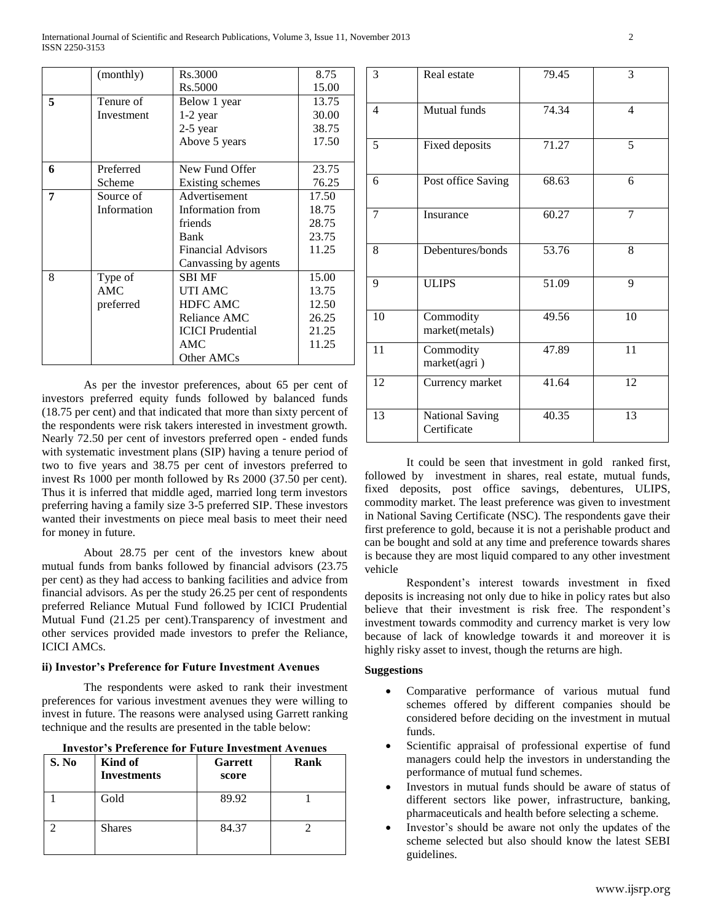| | (monthly) | Rs.3000<br>Rs.5000 | 8.75<br>15.00 |
|---|---|---|---|
| **5** | Tenure of Investment | Below 1 year<br>1-2 year<br>2-5 year<br>Above 5 years | 13.75<br>30.00<br>38.75<br>17.50 |
| **6** | Preferred Scheme | New Fund Offer<br>Existing schemes | 23.75<br>76.25 |
| **7** | Source of Information | Advertisement<br>Information from friends<br>Bank<br>Financial Advisors<br>Canvassing by agents | 17.50<br>18.75<br>28.75<br>23.75<br>11.25 |
| 8 | Type of AMC preferred | SBI MF<br>UTI AMC<br>HDFC AMC<br>Reliance AMC<br>ICICI Prudential AMC<br>Other AMCs | 15.00<br>13.75<br>12.50<br>26.25<br>21.25<br>11.25 |

As per the investor preferences, about 65 per cent of investors preferred equity funds followed by balanced funds (18.75 per cent) and that indicated that more than sixty percent of the respondents were risk takers interested in investment growth. Nearly 72.50 per cent of investors preferred open - ended funds with systematic investment plans (SIP) having a tenure period of two to five years and 38.75 per cent of investors preferred to invest Rs 1000 per month followed by Rs 2000 (37.50 per cent). Thus it is inferred that middle aged, married long term investors preferring having a family size 3-5 preferred SIP. These investors wanted their investments on piece meal basis to meet their need for money in future.

About 28.75 per cent of the investors knew about mutual funds from banks followed by financial advisors (23.75 per cent) as they had access to banking facilities and advice from financial advisors. As per the study 26.25 per cent of respondents preferred Reliance Mutual Fund followed by ICICI Prudential Mutual Fund (21.25 per cent).Transparency of investment and other services provided made investors to prefer the Reliance, ICICI AMCs.

### ii) Investor's Preference for Future Investment Avenues

The respondents were asked to rank their investment preferences for various investment avenues they were willing to invest in future. The reasons were analysed using Garrett ranking technique and the results are presented in the table below:

**Investor's Preference for Future Investment Avenues**

| S. No | Kind of Investments | Garrett score | Rank |
|---|---|---|---|
| 1 | Gold | 89.92 | 1 |
| 2 | Shares | 84.37 | 2 |
| 3 | Real estate | 79.45 | 3 |
| 4 | Mutual funds | 74.34 | 4 |
| 5 | Fixed deposits | 71.27 | 5 |
| 6 | Post office Saving | 68.63 | 6 |
| 7 | Insurance | 60.27 | 7 |
| 8 | Debentures/bonds | 53.76 | 8 |
| 9 | ULIPS | 51.09 | 9 |
| 10 | Commodity market(metals) | 49.56 | 10 |
| 11 | Commodity market(agri ) | 47.89 | 11 |
| 12 | Currency market | 41.64 | 12 |
| 13 | National Saving Certificate | 40.35 | 13 |

It could be seen that investment in gold ranked first, followed by investment in shares, real estate, mutual funds, fixed deposits, post office savings, debentures, ULIPS, commodity market. The least preference was given to investment in National Saving Certificate (NSC). The respondents gave their first preference to gold, because it is not a perishable product and can be bought and sold at any time and preference towards shares is because they are most liquid compared to any other investment vehicle

Respondent's interest towards investment in fixed deposits is increasing not only due to hike in policy rates but also believe that their investment is risk free. The respondent's investment towards commodity and currency market is very low because of lack of knowledge towards it and moreover it is highly risky asset to invest, though the returns are high.

### Suggestions

- Comparative performance of various mutual fund schemes offered by different companies should be considered before deciding on the investment in mutual funds.
- Scientific appraisal of professional expertise of fund managers could help the investors in understanding the performance of mutual fund schemes.
- Investors in mutual funds should be aware of status of different sectors like power, infrastructure, banking, pharmaceuticals and health before selecting a scheme.
- Investor's should be aware not only the updates of the scheme selected but also should know the latest SEBI guidelines.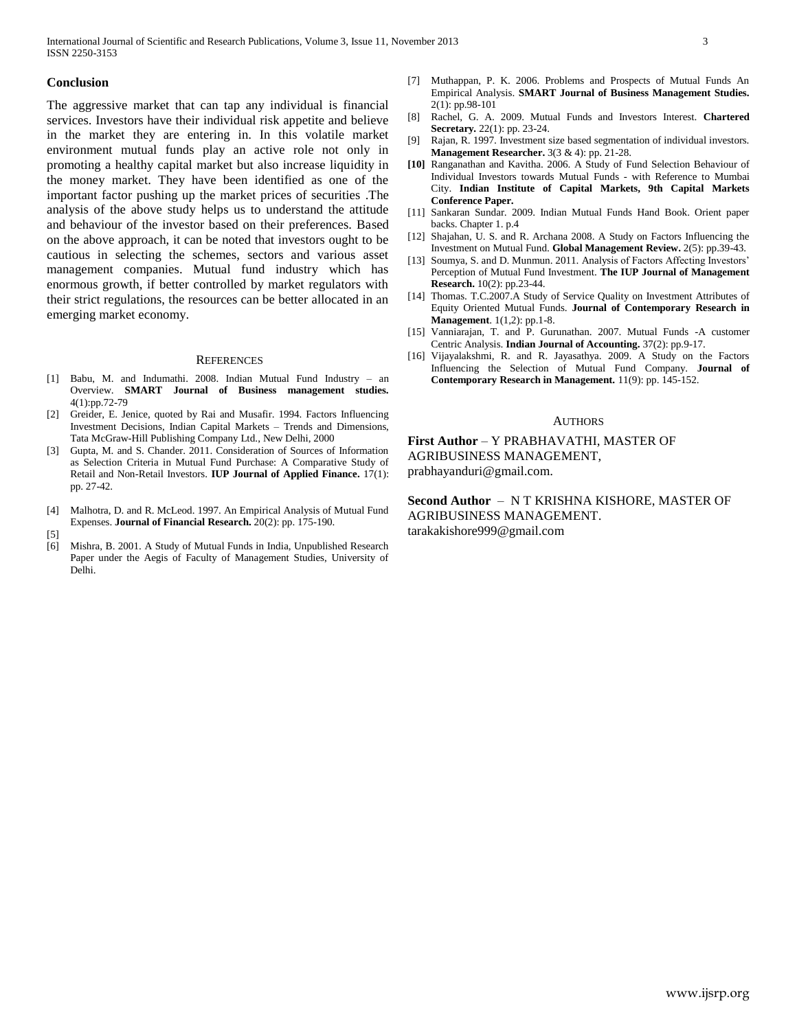## Conclusion

The aggressive market that can tap any individual is financial services. Investors have their individual risk appetite and believe in the market they are entering in. In this volatile market environment mutual funds play an active role not only in promoting a healthy capital market but also increase liquidity in the money market. They have been identified as one of the important factor pushing up the market prices of securities .The analysis of the above study helps us to understand the attitude and behaviour of the investor based on their preferences. Based on the above approach, it can be noted that investors ought to be cautious in selecting the schemes, sectors and various asset management companies. Mutual fund industry which has enormous growth, if better controlled by market regulators with their strict regulations, the resources can be better allocated in an emerging market economy.

## References

[1] Babu, M. and Indumathi. 2008. Indian Mutual Fund Industry – an Overview. **SMART Journal of Business management studies.** 4(1):pp.72-79

[2] Greider, E. Jenice, quoted by Rai and Musafir. 1994. Factors Influencing Investment Decisions, Indian Capital Markets – Trends and Dimensions, Tata McGraw-Hill Publishing Company Ltd., New Delhi, 2000

[3] Gupta, M. and S. Chander. 2011. Consideration of Sources of Information as Selection Criteria in Mutual Fund Purchase: A Comparative Study of Retail and Non-Retail Investors. **IUP Journal of Applied Finance.** 17(1): pp. 27-42.

[4] Malhotra, D. and R. McLeod. 1997. An Empirical Analysis of Mutual Fund Expenses. **Journal of Financial Research.** 20(2): pp. 175-190.

[5]

[6] Mishra, B. 2001. A Study of Mutual Funds in India, Unpublished Research Paper under the Aegis of Faculty of Management Studies, University of Delhi.

[7] Muthappan, P. K. 2006. Problems and Prospects of Mutual Funds An Empirical Analysis. **SMART Journal of Business Management Studies.** 2(1): pp.98-101

[8] Rachel, G. A. 2009. Mutual Funds and Investors Interest. **Chartered Secretary.** 22(1): pp. 23-24.

[9] Rajan, R. 1997. Investment size based segmentation of individual investors. **Management Researcher.** 3(3 & 4): pp. 21-28.

**[10]** Ranganathan and Kavitha. 2006. A Study of Fund Selection Behaviour of Individual Investors towards Mutual Funds - with Reference to Mumbai City. **Indian Institute of Capital Markets, 9th Capital Markets Conference Paper.**

[11] Sankaran Sundar. 2009. Indian Mutual Funds Hand Book. Orient paper backs. Chapter 1. p.4

[12] Shajahan, U. S. and R. Archana 2008. A Study on Factors Influencing the Investment on Mutual Fund. **Global Management Review.** 2(5): pp.39-43.

[13] Soumya, S. and D. Munmun. 2011. Analysis of Factors Affecting Investors' Perception of Mutual Fund Investment. **The IUP Journal of Management Research.** 10(2): pp.23-44.

[14] Thomas. T.C.2007.A Study of Service Quality on Investment Attributes of Equity Oriented Mutual Funds. **Journal of Contemporary Research in Management**. 1(1,2): pp.1-8.

[15] Vanniarajan, T. and P. Gurunathan. 2007. Mutual Funds -A customer Centric Analysis. **Indian Journal of Accounting.** 37(2): pp.9-17.

[16] Vijayalakshmi, R. and R. Jayasathya. 2009. A Study on the Factors Influencing the Selection of Mutual Fund Company. **Journal of Contemporary Research in Management.** 11(9): pp. 145-152.

## Authors

**First Author** – Y PRABHAVATHI, MASTER OF AGRIBUSINESS MANAGEMENT, prabhayanduri@gmail.com.

**Second Author** – N T KRISHNA KISHORE, MASTER OF AGRIBUSINESS MANAGEMENT. tarakakishore999@gmail.com